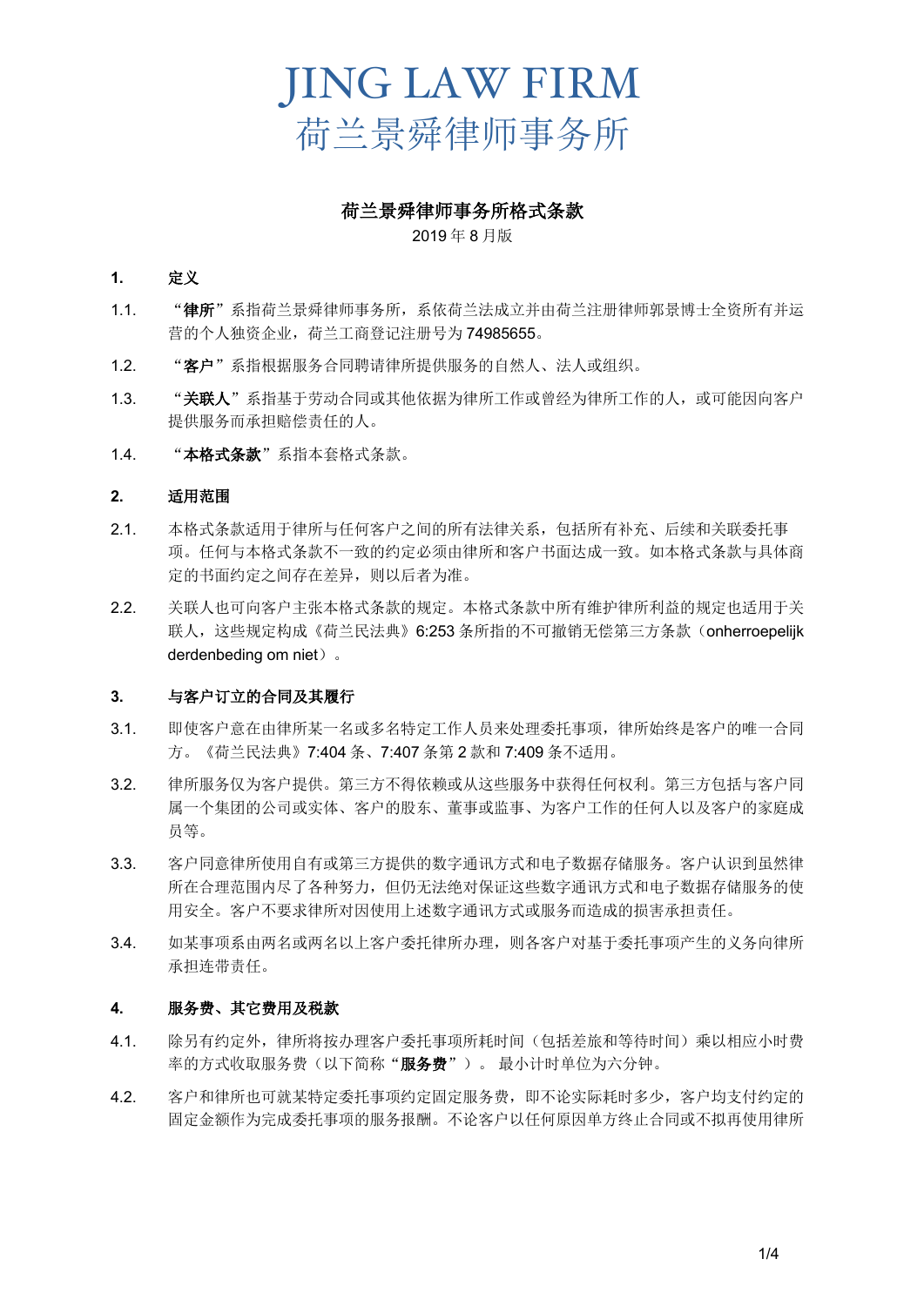# JING LAW FIRM
# 荷兰景舜律师事务所

## 荷兰景舜律师事务所格式条款

2019 年 8 月版

### 1. 定义

1.1. “**律所**”系指荷兰景舜律师事务所，系依荷兰法成立并由荷兰注册律师郭景博士全资所有并运营的个人独资企业，荷兰工商登记注册号为 74985655。

1.2. “**客户**”系指根据服务合同聘请律所提供服务的自然人、法人或组织。

1.3. “**关联人**”系指基于劳动合同或其他依据为律所工作或曾经为律所工作的人，或可能因向客户提供服务而承担赔偿责任的人。

1.4. “**本格式条款**”系指本套格式条款。

### 2. 适用范围

2.1. 本格式条款适用于律所与任何客户之间的所有法律关系，包括所有补充、后续和关联委托事项。任何与本格式条款不一致的约定必须由律所和客户书面达成一致。如本格式条款与具体商定的书面约定之间存在差异，则以后者为准。

2.2. 关联人也可向客户主张本格式条款的规定。本格式条款中所有维护律所利益的规定也适用于关联人，这些规定构成《荷兰民法典》6:253 条所指的不可撤销无偿第三方条款（onherroepelijk derdenbeding om niet）。

### 3. 与客户订立的合同及其履行

3.1. 即使客户意在由律所某一名或多名特定工作人员来处理委托事项，律所始终是客户的唯一合同方。《荷兰民法典》7:404 条、7:407 条第 2 款和 7:409 条不适用。

3.2. 律所服务仅为客户提供。第三方不得依赖或从这些服务中获得任何权利。第三方包括与客户同属一个集团的公司或实体、客户的股东、董事或监事、为客户工作的任何人以及客户的家庭成员等。

3.3. 客户同意律所使用自有或第三方提供的数字通讯方式和电子数据存储服务。客户认识到虽然律所在合理范围内尽了各种努力，但仍无法绝对保证这些数字通讯方式和电子数据存储服务的使用安全。客户不要求律所对因使用上述数字通讯方式或服务而造成的损害承担责任。

3.4. 如某事项系由两名或两名以上客户委托律所办理，则各客户对基于委托事项产生的义务向律所承担连带责任。

### 4. 服务费、其它费用及税款

4.1. 除另有约定外，律所将按办理客户委托事项所耗时间（包括差旅和等待时间）乘以相应小时费率的方式收取服务费（以下简称“**服务费**”）。 最小计时单位为六分钟。

4.2. 客户和律所也可就某特定委托事项约定固定服务费，即不论实际耗时多少，客户均支付约定的固定金额作为完成委托事项的服务报酬。不论客户以任何原因单方终止合同或不拟再使用律所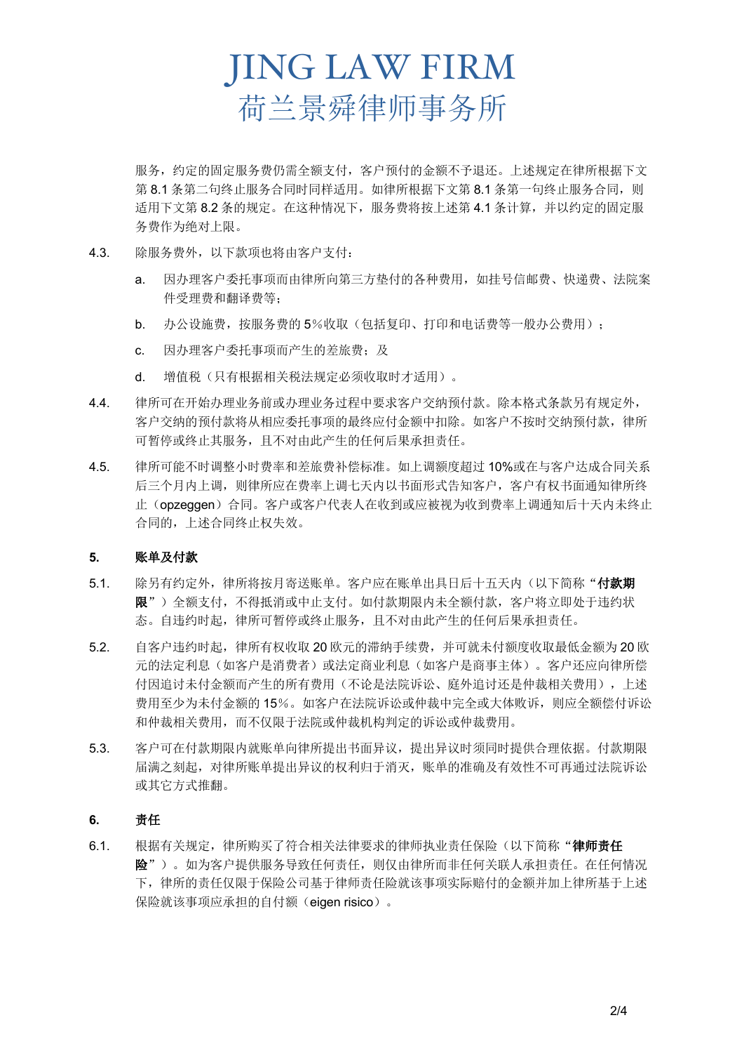服务，约定的固定服务费仍需全额支付，客户预付的金额不予退还。上述规定在律所根据下文第 8.1 条第二句终止服务合同时同样适用。如律所根据下文第 8.1 条第一句终止服务合同，则适用下文第 8.2 条的规定。在这种情况下，服务费将按上述第 4.1 条计算，并以约定的固定服务费作为绝对上限。

4.3. 除服务费外，以下款项也将由客户支付：

a. 因办理客户委托事项而由律所向第三方垫付的各种费用，如挂号信邮费、快递费、法院案件受理费和翻译费等；

b. 办公设施费，按服务费的 5%收取（包括复印、打印和电话费等一般办公费用）；

c. 因办理客户委托事项而产生的差旅费；及

d. 增值税（只有根据相关税法规定必须收取时才适用）。

4.4. 律所可在开始办理业务前或办理业务过程中要求客户交纳预付款。除本格式条款另有规定外，客户交纳的预付款将从相应委托事项的最终应付金额中扣除。如客户不按时交纳预付款，律所可暂停或终止其服务，且不对由此产生的任何后果承担责任。

4.5. 律所可能不时调整小时费率和差旅费补偿标准。如上调额度超过 10%或在与客户达成合同关系后三个月内上调，则律所应在费率上调七天内以书面形式告知客户，客户有权书面通知律所终止（opzeggen）合同。客户或客户代表人在收到或应被视为收到费率上调通知后十天内未终止合同的，上述合同终止权失效。

**5. 账单及付款**

5.1. 除另有约定外，律所将按月寄送账单。客户应在账单出具日后十五天内（以下简称“**付款期限**”）全额支付，不得抵消或中止支付。如付款期限内未全额付款，客户将立即处于违约状态。自违约时起，律所可暂停或终止服务，且不对由此产生的任何后果承担责任。

5.2. 自客户违约时起，律所有权收取 20 欧元的滞纳手续费，并可就未付额度收取最低金额为 20 欧元的法定利息（如客户是消费者）或法定商业利息（如客户是商事主体）。客户还应向律所偿付因追讨未付金额而产生的所有费用（不论是法院诉讼、庭外追讨还是仲裁相关费用），上述费用至少为未付金额的 15%。如客户在法院诉讼或仲裁中完全或大体败诉，则应全额偿付诉讼和仲裁相关费用，而不仅限于法院或仲裁机构判定的诉讼或仲裁费用。

5.3. 客户可在付款期限内就账单向律所提出书面异议，提出异议时须同时提供合理依据。付款期限届满之刻起，对律所账单提出异议的权利归于消灭，账单的准确及有效性不可再通过法院诉讼或其它方式推翻。

**6. 责任**

6.1. 根据有关规定，律所购买了符合相关法律要求的律师执业责任保险（以下简称“**律师责任险**”）。如为客户提供服务导致任何责任，则仅由律所而非任何关联人承担责任。在任何情况下，律所的责任仅限于保险公司基于律师责任险就该事项实际赔付的金额并加上律所基于上述保险就该事项应承担的自付额（eigen risico）。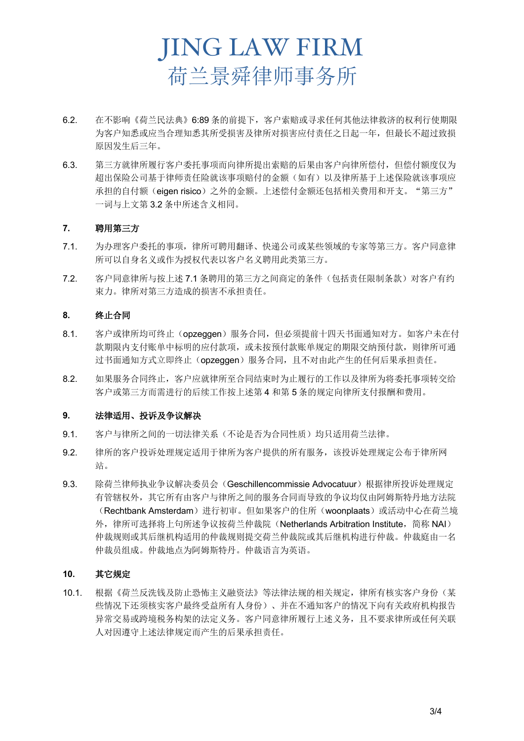6.2. 在不影响《荷兰民法典》6:89 条的前提下，客户索赔或寻求任何其他法律救济的权利行使期限为客户知悉或应当合理知悉其所受损害及律所对损害应付责任之日起一年，但最长不超过致损原因发生后三年。

6.3. 第三方就律所履行客户委托事项而向律所提出索赔的后果由客户向律所偿付，但偿付额度仅为超出保险公司基于律师责任险就该事项赔付的金额（如有）以及律所基于上述保险就该事项应承担的自付额（eigen risico）之外的金额。上述偿付金额还包括相关费用和开支。“第三方”一词与上文第 3.2 条中所述含义相同。

**7. 聘用第三方**

7.1. 为办理客户委托的事项，律所可聘用翻译、快递公司或某些领域的专家等第三方。客户同意律所可以自身名义或作为授权代表以客户名义聘用此类第三方。

7.2. 客户同意律所与按上述 7.1 条聘用的第三方之间商定的条件（包括责任限制条款）对客户有约束力。律所对第三方造成的损害不承担责任。

**8. 终止合同**

8.1. 客户或律所均可终止（opzeggen）服务合同，但必须提前十四天书面通知对方。如客户未在付款期限内支付账单中标明的应付款项，或未按预付款账单规定的期限交纳预付款，则律所可通过书面通知方式立即终止（opzeggen）服务合同，且不对由此产生的任何后果承担责任。

8.2. 如果服务合同终止，客户应就律所至合同结束时为止履行的工作以及律所为将委托事项转交给客户或第三方而需进行的后续工作按上述第 4 和第 5 条的规定向律所支付报酬和费用。

**9. 法律适用、投诉及争议解决**

9.1. 客户与律所之间的一切法律关系（不论是否为合同性质）均只适用荷兰法律。

9.2. 律所的客户投诉处理规定适用于律所为客户提供的所有服务，该投诉处理规定公布于律所网站。

9.3. 除荷兰律师执业争议解决委员会（Geschillencommissie Advocatuur）根据律所投诉处理规定有管辖权外，其它所有由客户与律所之间的服务合同而导致的争议均仅由阿姆斯特丹地方法院（Rechtbank Amsterdam）进行初审。但如果客户的住所（woonplaats）或活动中心在荷兰境外，律所可选择将上句所述争议按荷兰仲裁院（Netherlands Arbitration Institute，简称 NAI）仲裁规则或其后继机构适用的仲裁规则提交荷兰仲裁院或其后继机构进行仲裁。仲裁庭由一名仲裁员组成。仲裁地点为阿姆斯特丹。仲裁语言为英语。

**10. 其它规定**

10.1. 根据《荷兰反洗钱及防止恐怖主义融资法》等法律法规的相关规定，律所有核实客户身份（某些情况下还须核实客户最终受益所有人身份）、并在不通知客户的情况下向有关政府机构报告异常交易或跨境税务构架的法定义务。客户同意律所履行上述义务，且不要求律所或任何关联人对因遵守上述法律规定而产生的后果承担责任。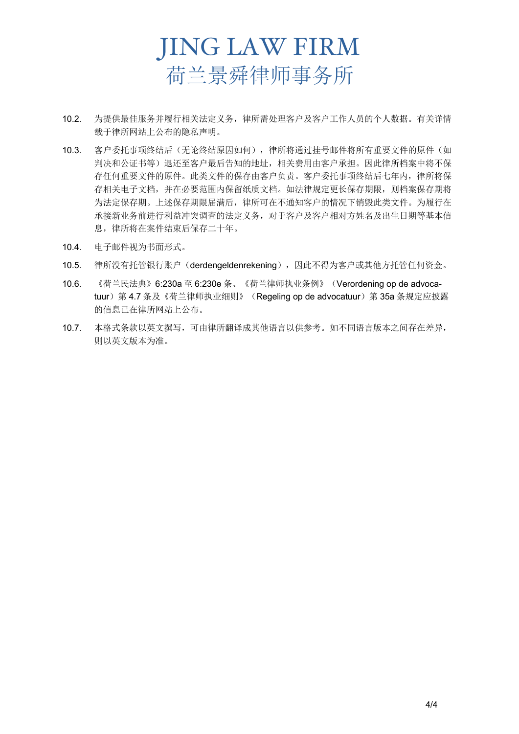# JING LAW FIRM
# 荷兰景舜律师事务所

10.2. 为提供最佳服务并履行相关法定义务，律所需处理客户及客户工作人员的个人数据。有关详情载于律所网站上公布的隐私声明。

10.3. 客户委托事项终结后（无论终结原因如何），律所将通过挂号邮件将所有重要文件的原件（如判决和公证书等）退还至客户最后告知的地址，相关费用由客户承担。因此律所档案中将不保存任何重要文件的原件。此类文件的保存由客户负责。客户委托事项终结后七年内，律所将保存相关电子文档，并在必要范围内保留纸质文档。如法律规定更长保存期限，则档案保存期将为法定保存期。上述保存期限届满后，律所可在不通知客户的情况下销毁此类文件。为履行在承接新业务前进行利益冲突调查的法定义务，对于客户及客户相对方姓名及出生日期等基本信息，律所将在案件结束后保存二十年。

10.4. 电子邮件视为书面形式。

10.5. 律所没有托管银行账户（derdengeldenrekening），因此不得为客户或其他方托管任何资金。

10.6. 《荷兰民法典》6:230a 至 6:230e 条、《荷兰律师执业条例》（Verordening op de advocatuur）第 4.7 条及《荷兰律师执业细则》（Regeling op de advocatuur）第 35a 条规定应披露的信息已在律所网站上公布。

10.7. 本格式条款以英文撰写，可由律所翻译成其他语言以供参考。如不同语言版本之间存在差异，则以英文版本为准。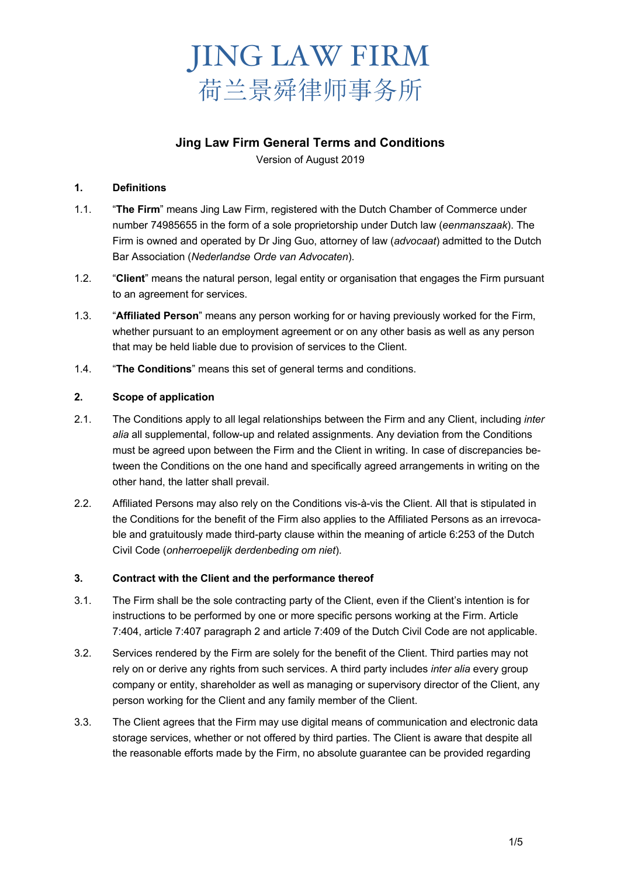# JING LAW FIRM
荷兰景舜律师事务所

## Jing Law Firm General Terms and Conditions

Version of August 2019

**1. Definitions**

1.1. "**The Firm**" means Jing Law Firm, registered with the Dutch Chamber of Commerce under number 74985655 in the form of a sole proprietorship under Dutch law (*eenmanszaak*). The Firm is owned and operated by Dr Jing Guo, attorney of law (*advocaat*) admitted to the Dutch Bar Association (*Nederlandse Orde van Advocaten*).

1.2. "**Client**" means the natural person, legal entity or organisation that engages the Firm pursuant to an agreement for services.

1.3. "**Affiliated Person**" means any person working for or having previously worked for the Firm, whether pursuant to an employment agreement or on any other basis as well as any person that may be held liable due to provision of services to the Client.

1.4. "**The Conditions**" means this set of general terms and conditions.

**2. Scope of application**

2.1. The Conditions apply to all legal relationships between the Firm and any Client, including *inter alia* all supplemental, follow-up and related assignments. Any deviation from the Conditions must be agreed upon between the Firm and the Client in writing. In case of discrepancies between the Conditions on the one hand and specifically agreed arrangements in writing on the other hand, the latter shall prevail.

2.2. Affiliated Persons may also rely on the Conditions vis-à-vis the Client. All that is stipulated in the Conditions for the benefit of the Firm also applies to the Affiliated Persons as an irrevocable and gratuitously made third-party clause within the meaning of article 6:253 of the Dutch Civil Code (*onherroepelijk derdenbeding om niet*).

**3. Contract with the Client and the performance thereof**

3.1. The Firm shall be the sole contracting party of the Client, even if the Client's intention is for instructions to be performed by one or more specific persons working at the Firm. Article 7:404, article 7:407 paragraph 2 and article 7:409 of the Dutch Civil Code are not applicable.

3.2. Services rendered by the Firm are solely for the benefit of the Client. Third parties may not rely on or derive any rights from such services. A third party includes *inter alia* every group company or entity, shareholder as well as managing or supervisory director of the Client, any person working for the Client and any family member of the Client.

3.3. The Client agrees that the Firm may use digital means of communication and electronic data storage services, whether or not offered by third parties. The Client is aware that despite all the reasonable efforts made by the Firm, no absolute guarantee can be provided regarding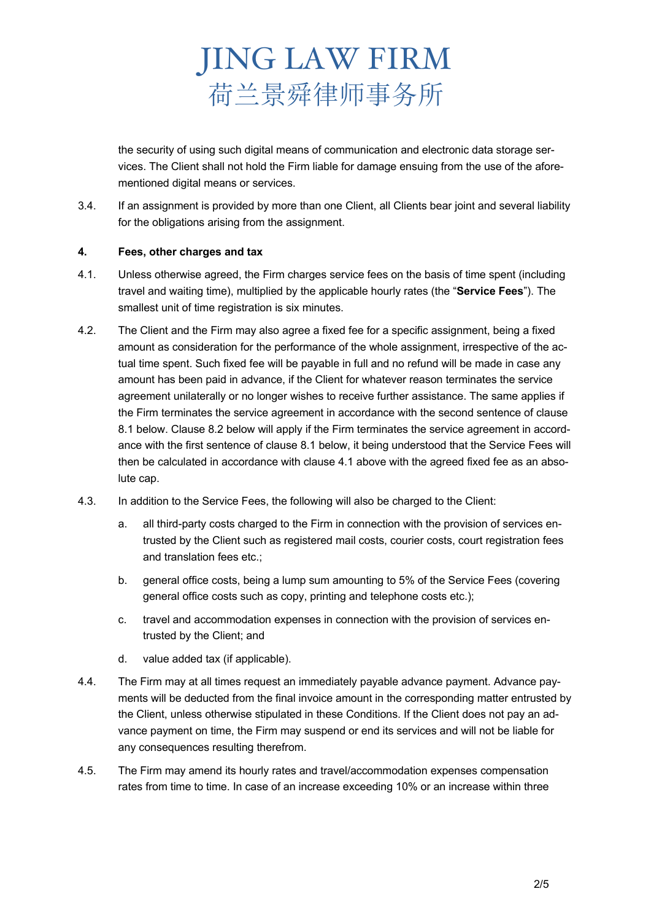the security of using such digital means of communication and electronic data storage services. The Client shall not hold the Firm liable for damage ensuing from the use of the aforementioned digital means or services.

3.4. If an assignment is provided by more than one Client, all Clients bear joint and several liability for the obligations arising from the assignment.

**4. Fees, other charges and tax**

4.1. Unless otherwise agreed, the Firm charges service fees on the basis of time spent (including travel and waiting time), multiplied by the applicable hourly rates (the "**Service Fees**"). The smallest unit of time registration is six minutes.

4.2. The Client and the Firm may also agree a fixed fee for a specific assignment, being a fixed amount as consideration for the performance of the whole assignment, irrespective of the actual time spent. Such fixed fee will be payable in full and no refund will be made in case any amount has been paid in advance, if the Client for whatever reason terminates the service agreement unilaterally or no longer wishes to receive further assistance. The same applies if the Firm terminates the service agreement in accordance with the second sentence of clause 8.1 below. Clause 8.2 below will apply if the Firm terminates the service agreement in accordance with the first sentence of clause 8.1 below, it being understood that the Service Fees will then be calculated in accordance with clause 4.1 above with the agreed fixed fee as an absolute cap.

4.3. In addition to the Service Fees, the following will also be charged to the Client:

a. all third-party costs charged to the Firm in connection with the provision of services entrusted by the Client such as registered mail costs, courier costs, court registration fees and translation fees etc.;

b. general office costs, being a lump sum amounting to 5% of the Service Fees (covering general office costs such as copy, printing and telephone costs etc.);

c. travel and accommodation expenses in connection with the provision of services entrusted by the Client; and

d. value added tax (if applicable).

4.4. The Firm may at all times request an immediately payable advance payment. Advance payments will be deducted from the final invoice amount in the corresponding matter entrusted by the Client, unless otherwise stipulated in these Conditions. If the Client does not pay an advance payment on time, the Firm may suspend or end its services and will not be liable for any consequences resulting therefrom.

4.5. The Firm may amend its hourly rates and travel/accommodation expenses compensation rates from time to time. In case of an increase exceeding 10% or an increase within three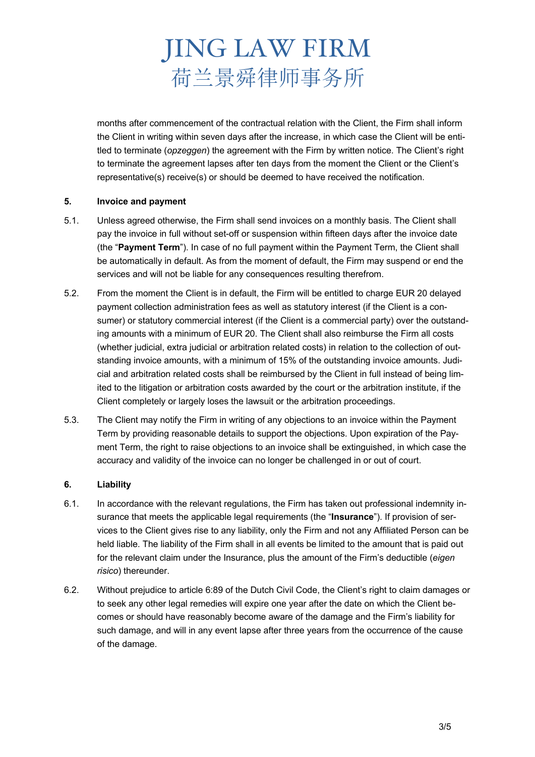months after commencement of the contractual relation with the Client, the Firm shall inform the Client in writing within seven days after the increase, in which case the Client will be entitled to terminate (*opzeggen*) the agreement with the Firm by written notice. The Client's right to terminate the agreement lapses after ten days from the moment the Client or the Client's representative(s) receive(s) or should be deemed to have received the notification.

## 5. Invoice and payment

5.1. Unless agreed otherwise, the Firm shall send invoices on a monthly basis. The Client shall pay the invoice in full without set-off or suspension within fifteen days after the invoice date (the "**Payment Term**"). In case of no full payment within the Payment Term, the Client shall be automatically in default. As from the moment of default, the Firm may suspend or end the services and will not be liable for any consequences resulting therefrom.

5.2. From the moment the Client is in default, the Firm will be entitled to charge EUR 20 delayed payment collection administration fees as well as statutory interest (if the Client is a consumer) or statutory commercial interest (if the Client is a commercial party) over the outstanding amounts with a minimum of EUR 20. The Client shall also reimburse the Firm all costs (whether judicial, extra judicial or arbitration related costs) in relation to the collection of outstanding invoice amounts, with a minimum of 15% of the outstanding invoice amounts. Judicial and arbitration related costs shall be reimbursed by the Client in full instead of being limited to the litigation or arbitration costs awarded by the court or the arbitration institute, if the Client completely or largely loses the lawsuit or the arbitration proceedings.

5.3. The Client may notify the Firm in writing of any objections to an invoice within the Payment Term by providing reasonable details to support the objections. Upon expiration of the Payment Term, the right to raise objections to an invoice shall be extinguished, in which case the accuracy and validity of the invoice can no longer be challenged in or out of court.

## 6. Liability

6.1. In accordance with the relevant regulations, the Firm has taken out professional indemnity insurance that meets the applicable legal requirements (the "**Insurance**"). If provision of services to the Client gives rise to any liability, only the Firm and not any Affiliated Person can be held liable. The liability of the Firm shall in all events be limited to the amount that is paid out for the relevant claim under the Insurance, plus the amount of the Firm's deductible (*eigen risico*) thereunder.

6.2. Without prejudice to article 6:89 of the Dutch Civil Code, the Client's right to claim damages or to seek any other legal remedies will expire one year after the date on which the Client becomes or should have reasonably become aware of the damage and the Firm's liability for such damage, and will in any event lapse after three years from the occurrence of the cause of the damage.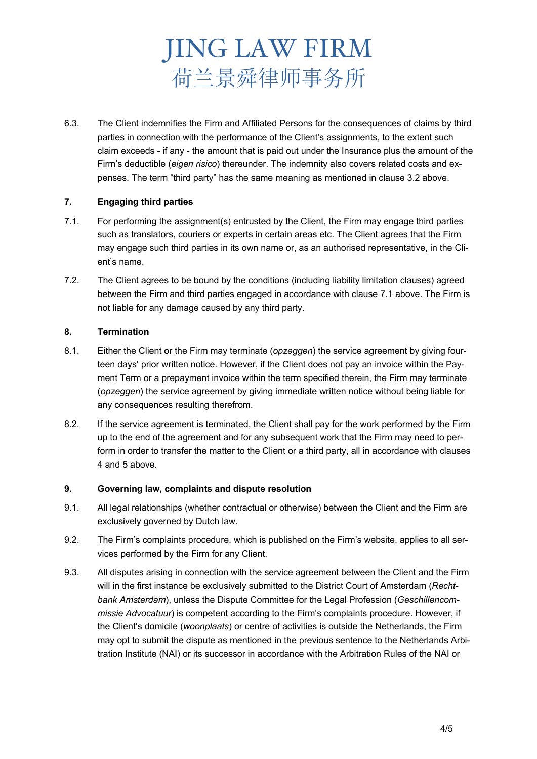6.3. The Client indemnifies the Firm and Affiliated Persons for the consequences of claims by third parties in connection with the performance of the Client's assignments, to the extent such claim exceeds - if any - the amount that is paid out under the Insurance plus the amount of the Firm's deductible (*eigen risico*) thereunder. The indemnity also covers related costs and expenses. The term "third party" has the same meaning as mentioned in clause 3.2 above.

**7. Engaging third parties**

7.1. For performing the assignment(s) entrusted by the Client, the Firm may engage third parties such as translators, couriers or experts in certain areas etc. The Client agrees that the Firm may engage such third parties in its own name or, as an authorised representative, in the Client's name.

7.2. The Client agrees to be bound by the conditions (including liability limitation clauses) agreed between the Firm and third parties engaged in accordance with clause 7.1 above. The Firm is not liable for any damage caused by any third party.

**8. Termination**

8.1. Either the Client or the Firm may terminate (*opzeggen*) the service agreement by giving fourteen days' prior written notice. However, if the Client does not pay an invoice within the Payment Term or a prepayment invoice within the term specified therein, the Firm may terminate (*opzeggen*) the service agreement by giving immediate written notice without being liable for any consequences resulting therefrom.

8.2. If the service agreement is terminated, the Client shall pay for the work performed by the Firm up to the end of the agreement and for any subsequent work that the Firm may need to perform in order to transfer the matter to the Client or a third party, all in accordance with clauses 4 and 5 above.

**9. Governing law, complaints and dispute resolution**

9.1. All legal relationships (whether contractual or otherwise) between the Client and the Firm are exclusively governed by Dutch law.

9.2. The Firm's complaints procedure, which is published on the Firm's website, applies to all services performed by the Firm for any Client.

9.3. All disputes arising in connection with the service agreement between the Client and the Firm will in the first instance be exclusively submitted to the District Court of Amsterdam (*Rechtbank Amsterdam*), unless the Dispute Committee for the Legal Profession (*Geschillencommissie Advocatuur*) is competent according to the Firm's complaints procedure. However, if the Client's domicile (*woonplaats*) or centre of activities is outside the Netherlands, the Firm may opt to submit the dispute as mentioned in the previous sentence to the Netherlands Arbitration Institute (NAI) or its successor in accordance with the Arbitration Rules of the NAI or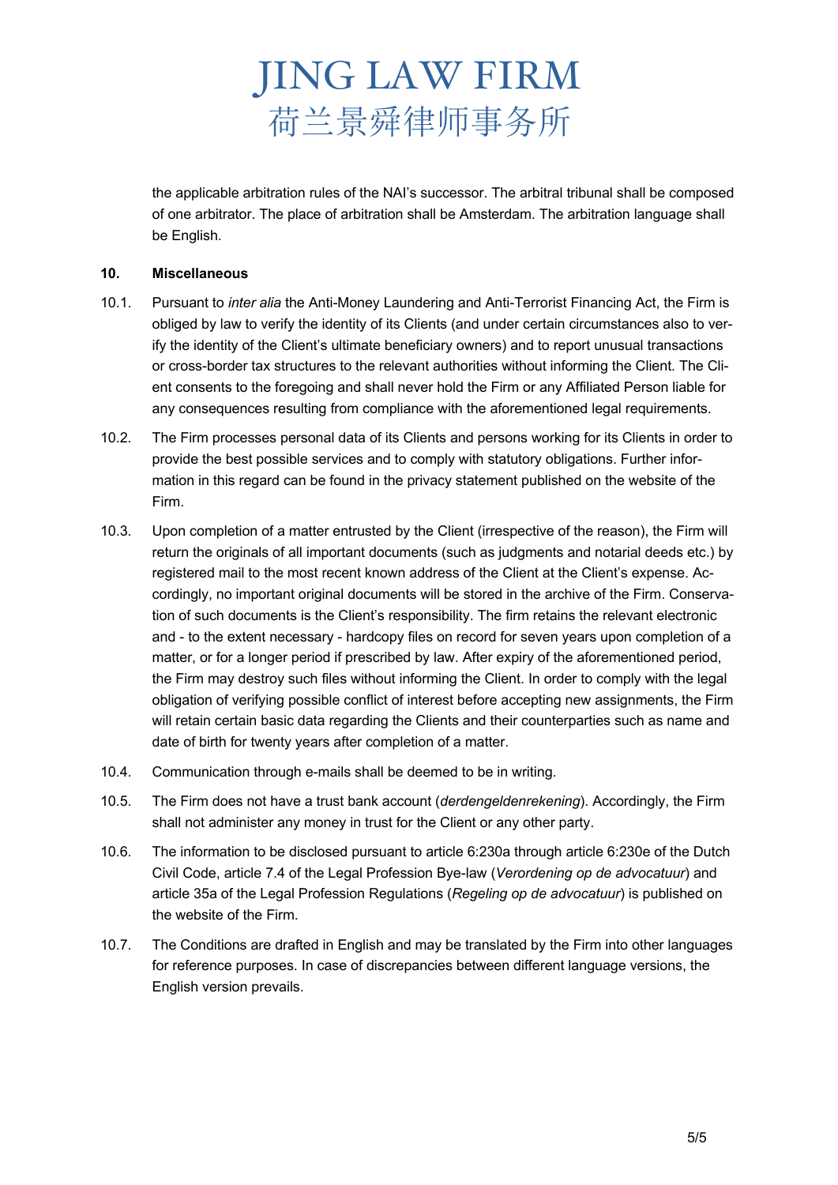the applicable arbitration rules of the NAI's successor. The arbitral tribunal shall be composed of one arbitrator. The place of arbitration shall be Amsterdam. The arbitration language shall be English.

**10. Miscellaneous**

10.1. Pursuant to *inter alia* the Anti-Money Laundering and Anti-Terrorist Financing Act, the Firm is obliged by law to verify the identity of its Clients (and under certain circumstances also to verify the identity of the Client's ultimate beneficiary owners) and to report unusual transactions or cross-border tax structures to the relevant authorities without informing the Client. The Client consents to the foregoing and shall never hold the Firm or any Affiliated Person liable for any consequences resulting from compliance with the aforementioned legal requirements.

10.2. The Firm processes personal data of its Clients and persons working for its Clients in order to provide the best possible services and to comply with statutory obligations. Further information in this regard can be found in the privacy statement published on the website of the Firm.

10.3. Upon completion of a matter entrusted by the Client (irrespective of the reason), the Firm will return the originals of all important documents (such as judgments and notarial deeds etc.) by registered mail to the most recent known address of the Client at the Client's expense. Accordingly, no important original documents will be stored in the archive of the Firm. Conservation of such documents is the Client's responsibility. The firm retains the relevant electronic and - to the extent necessary - hardcopy files on record for seven years upon completion of a matter, or for a longer period if prescribed by law. After expiry of the aforementioned period, the Firm may destroy such files without informing the Client. In order to comply with the legal obligation of verifying possible conflict of interest before accepting new assignments, the Firm will retain certain basic data regarding the Clients and their counterparties such as name and date of birth for twenty years after completion of a matter.

10.4. Communication through e-mails shall be deemed to be in writing.

10.5. The Firm does not have a trust bank account (*derdengeldenrekening*). Accordingly, the Firm shall not administer any money in trust for the Client or any other party.

10.6. The information to be disclosed pursuant to article 6:230a through article 6:230e of the Dutch Civil Code, article 7.4 of the Legal Profession Bye-law (*Verordening op de advocatuur*) and article 35a of the Legal Profession Regulations (*Regeling op de advocatuur*) is published on the website of the Firm.

10.7. The Conditions are drafted in English and may be translated by the Firm into other languages for reference purposes. In case of discrepancies between different language versions, the English version prevails.